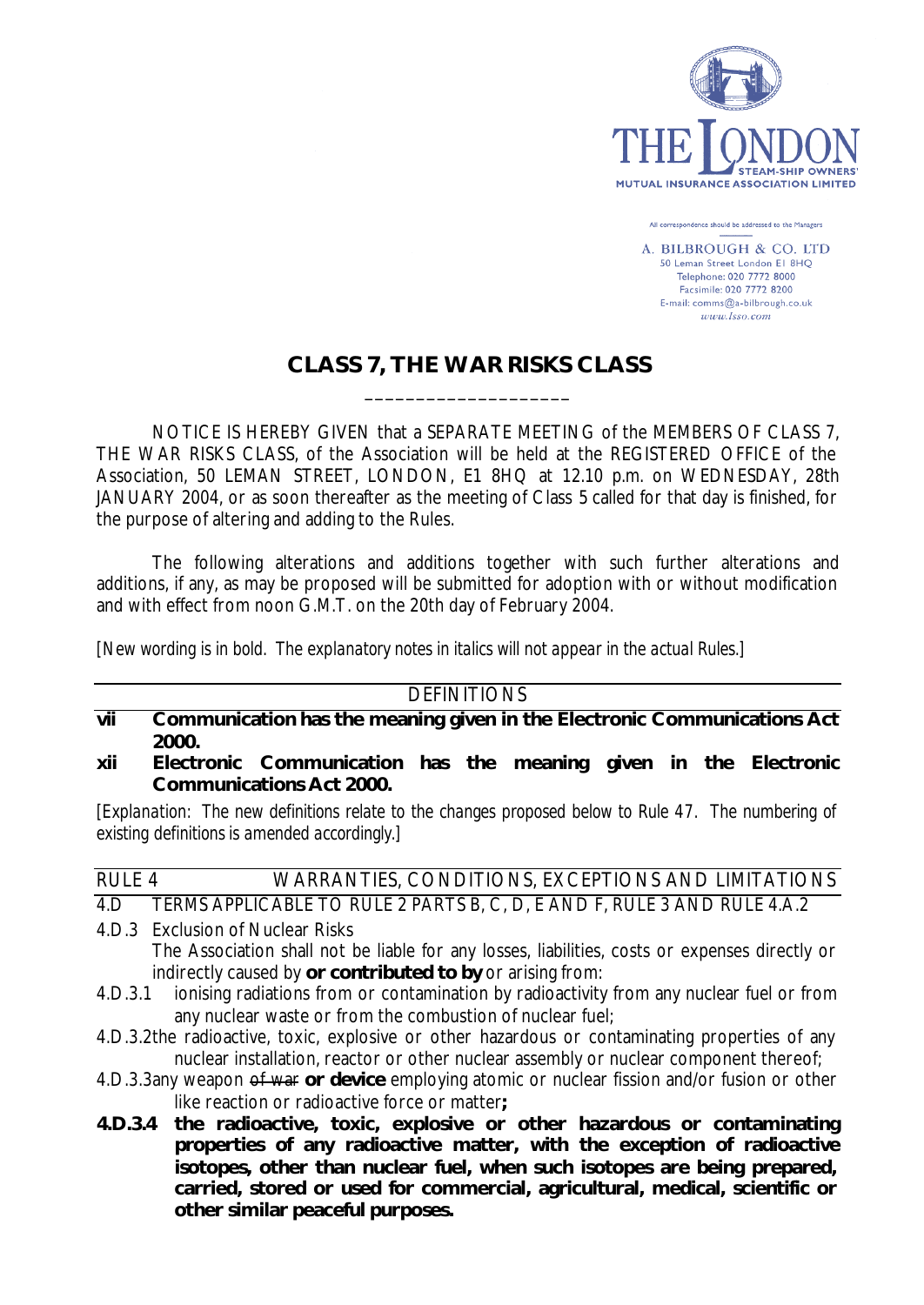THE LONDON STEAM-SHIP OWNERS' MUTUAL INSURANCE ASSOCIATION LIMITED

All correspondence should be addressed to the Managers

A. BILBROUGH & CO. LTD
50 Leman Street London E1 8HQ
Telephone: 020 7772 8000
Facsimile: 020 7772 8200
E-mail: comms@a-bilbrough.co.uk
www.lsso.com

# CLASS 7, THE WAR RISKS CLASS

NOTICE IS HEREBY GIVEN that a SEPARATE MEETING of the MEMBERS OF CLASS 7, THE WAR RISKS CLASS, of the Association will be held at the REGISTERED OFFICE of the Association, 50 LEMAN STREET, LONDON, E1 8HQ at 12.10 p.m. on WEDNESDAY, 28th JANUARY 2004, or as soon thereafter as the meeting of Class 5 called for that day is finished, for the purpose of altering and adding to the Rules.

The following alterations and additions together with such further alterations and additions, if any, as may be proposed will be submitted for adoption with or without modification and with effect from noon G.M.T. on the 20th day of February 2004.

[*New wording is in bold. The explanatory notes in italics will not appear in the actual Rules.*]

## DEFINITIONS

**vii Communication has the meaning given in the Electronic Communications Act 2000.**

**xii Electronic Communication has the meaning given in the Electronic Communications Act 2000.**

[*Explanation: The new definitions relate to the changes proposed below to Rule 47. The numbering of existing definitions is amended accordingly.*]

## RULE 4 WARRANTIES, CONDITIONS, EXCEPTIONS AND LIMITATIONS

### 4.D TERMS APPLICABLE TO RULE 2 PARTS B, C, D, E AND F, RULE 3 AND RULE 4.A.2

4.D.3 Exclusion of Nuclear Risks

The Association shall not be liable for any losses, liabilities, costs or expenses directly or indirectly caused by **or contributed to by** or arising from:

4.D.3.1 ionising radiations from or contamination by radioactivity from any nuclear fuel or from any nuclear waste or from the combustion of nuclear fuel;

4.D.3.2 the radioactive, toxic, explosive or other hazardous or contaminating properties of any nuclear installation, reactor or other nuclear assembly or nuclear component thereof;

4.D.3.3 any weapon ~~of war~~ **or device** employing atomic or nuclear fission and/or fusion or other like reaction or radioactive force or matter**;**

**4.D.3.4 the radioactive, toxic, explosive or other hazardous or contaminating properties of any radioactive matter, with the exception of radioactive isotopes, other than nuclear fuel, when such isotopes are being prepared, carried, stored or used for commercial, agricultural, medical, scientific or other similar peaceful purposes.**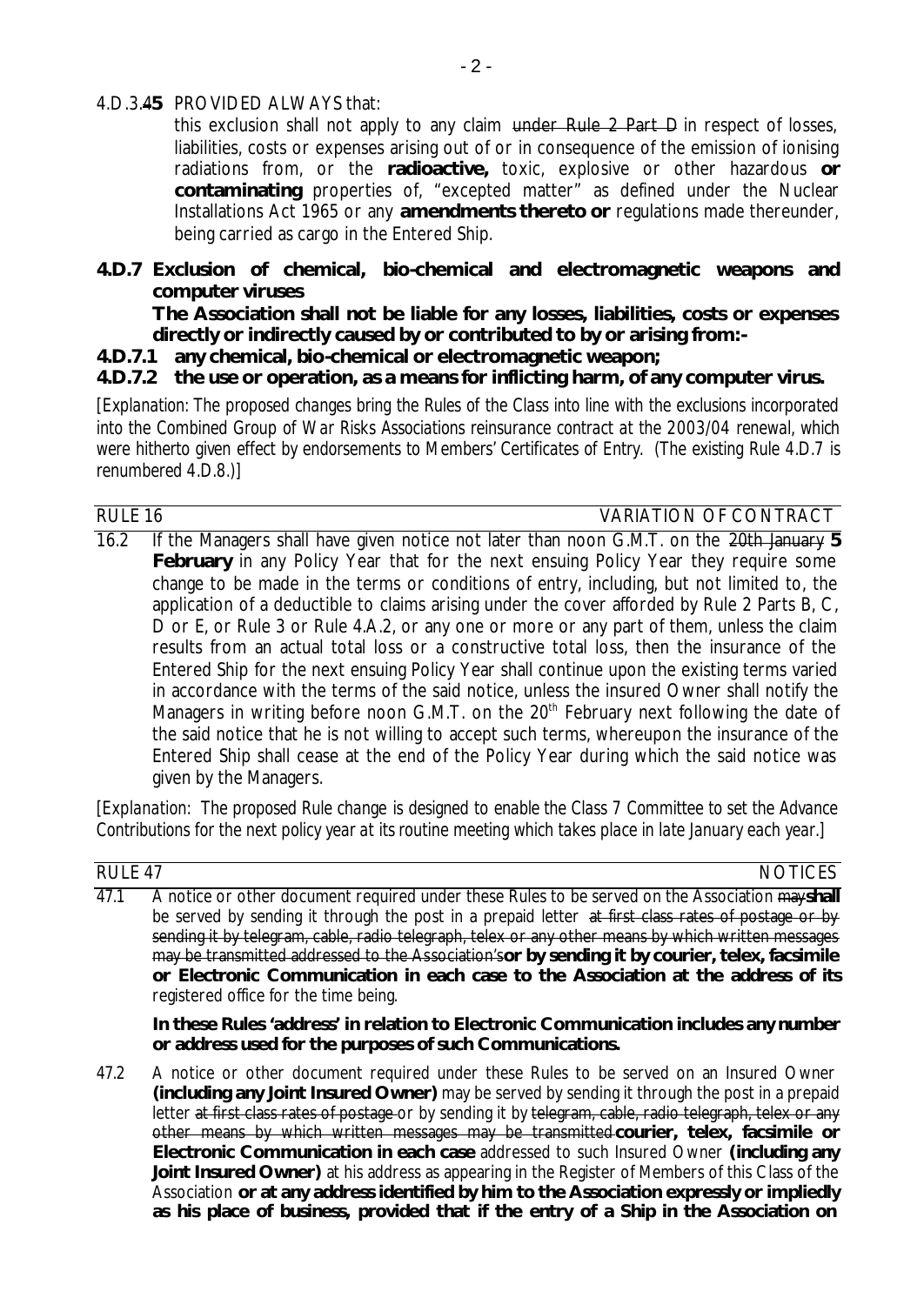4.D.3.~~4~~**5** PROVIDED ALWAYS that:

this exclusion shall not apply to any claim ~~under Rule 2 Part D~~ in respect of losses, liabilities, costs or expenses arising out of or in consequence of the emission of ionising radiations from, or the **radioactive,** toxic, explosive or other hazardous **or contaminating** properties of, "excepted matter" as defined under the Nuclear Installations Act 1965 or any **amendments thereto or** regulations made thereunder, being carried as cargo in the Entered Ship.

**4.D.7 Exclusion of chemical, bio-chemical and electromagnetic weapons and computer viruses**

**The Association shall not be liable for any losses, liabilities, costs or expenses directly or indirectly caused by or contributed to by or arising from:-**

**4.D.7.1 any chemical, bio-chemical or electromagnetic weapon;**

**4.D.7.2 the use or operation, as a means for inflicting harm, of any computer virus.**

*[Explanation: The proposed changes bring the Rules of the Class into line with the exclusions incorporated into the Combined Group of War Risks Associations reinsurance contract at the 2003/04 renewal, which were hitherto given effect by endorsements to Members' Certificates of Entry. (The existing Rule 4.D.7 is renumbered 4.D.8.)]*

RULE 16 — VARIATION OF CONTRACT

16.2 If the Managers shall have given notice not later than noon G.M.T. on the ~~20th January~~ **5 February** in any Policy Year that for the next ensuing Policy Year they require some change to be made in the terms or conditions of entry, including, but not limited to, the application of a deductible to claims arising under the cover afforded by Rule 2 Parts B, C, D or E, or Rule 3 or Rule 4.A.2, or any one or more or any part of them, unless the claim results from an actual total loss or a constructive total loss, then the insurance of the Entered Ship for the next ensuing Policy Year shall continue upon the existing terms varied in accordance with the terms of the said notice, unless the insured Owner shall notify the Managers in writing before noon G.M.T. on the 20th February next following the date of the said notice that he is not willing to accept such terms, whereupon the insurance of the Entered Ship shall cease at the end of the Policy Year during which the said notice was given by the Managers.

*[Explanation: The proposed Rule change is designed to enable the Class 7 Committee to set the Advance Contributions for the next policy year at its routine meeting which takes place in late January each year.]*

RULE 47 — NOTICES

47.1 A notice or other document required under these Rules to be served on the Association ~~may~~**shall** be served by sending it through the post in a prepaid letter ~~at first class rates of postage or by sending it by telegram, cable, radio telegraph, telex or any other means by which written messages may be transmitted addressed to the Association's~~**or by sending it by courier, telex, facsimile or Electronic Communication in each case to the Association at the address of its** registered office for the time being.

**In these Rules 'address' in relation to Electronic Communication includes any number or address used for the purposes of such Communications.**

47.2 A notice or other document required under these Rules to be served on an Insured Owner **(including any Joint Insured Owner)** may be served by sending it through the post in a prepaid letter ~~at first class rates of postage~~ or by sending it by ~~telegram, cable, radio telegraph, telex or any other means by which written messages may be transmitted~~ **courier, telex, facsimile or Electronic Communication in each case** addressed to such Insured Owner **(including any Joint Insured Owner)** at his address as appearing in the Register of Members of this Class of the Association **or at any address identified by him to the Association expressly or impliedly as his place of business, provided that if the entry of a Ship in the Association on**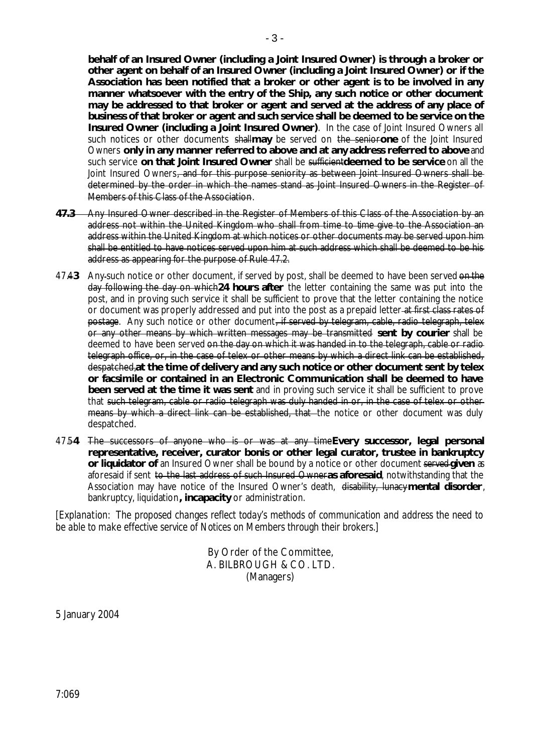**behalf of an Insured Owner (including a Joint Insured Owner) is through a broker or other agent on behalf of an Insured Owner (including a Joint Insured Owner) or if the Association has been notified that a broker or other agent is to be involved in any manner whatsoever with the entry of the Ship, any such notice or other document may be addressed to that broker or agent and served at the address of any place of business of that broker or agent and such service shall be deemed to be service on the Insured Owner (including a Joint Insured Owner)**. In the case of Joint Insured Owners all such notices or other documents ~~shall~~**may** be served on ~~the senior~~**one** of the Joint Insured Owners **only in any manner referred to above and at any address referred to above** and such service **on that Joint Insured Owner** shall be ~~sufficient~~**deemed to be service** on all the Joint Insured Owners~~, and for this purpose seniority as between Joint Insured Owners shall be determined by the order in which the names stand as Joint Insured Owners in the Register of Members of this Class of the Association~~.

~~**47.3** Any Insured Owner described in the Register of Members of this Class of the Association by an address not within the United Kingdom who shall from time to time give to the Association an address within the United Kingdom at which notices or other documents may be served upon him shall be entitled to have notices served upon him at such address which shall be deemed to be his address as appearing for the purpose of Rule 47.2.~~

47.~~4~~**3** Any such notice or other document, if served by post, shall be deemed to have been served ~~on the day following the day on which~~**24 hours after** the letter containing the same was put into the post, and in proving such service it shall be sufficient to prove that the letter containing the notice or document was properly addressed and put into the post as a prepaid letter~~ at first class rates of postage~~. Any such notice or other document~~, if served by telegram, cable, radio telegraph, telex or any other means by which written messages may be transmitted~~ **sent by courier** shall be deemed to have been served ~~on the day on which it was handed in to the telegraph, cable or radio telegraph office, or, in the case of telex or other means by which a direct link can be established, despatched,~~**at the time of delivery and any such notice or other document sent by telex or facsimile or contained in an Electronic Communication shall be deemed to have been served at the time it was sent** and in proving such service it shall be sufficient to prove that ~~such telegram, cable or radio telegraph was duly handed in or, in the case of telex or other means by which a direct link can be established, that~~ the notice or other document was duly despatched.

47.~~5~~**4** ~~The successors of anyone who is or was at any time~~**Every successor, legal personal representative, receiver, curator bonis or other legal curator, trustee in bankruptcy or liquidator of** an Insured Owner shall be bound by a notice or other document ~~served~~**given** as aforesaid if sent ~~to the last address of such Insured Owner~~**as aforesaid**, notwithstanding that the Association may have notice of the Insured Owner's death, ~~disability, lunacy~~**mental disorder**, bankruptcy, liquidation**, incapacity** or administration.

*[Explanation: The proposed changes reflect today's methods of communication and address the need to be able to make effective service of Notices on Members through their brokers.]*

By Order of the Committee,
A. BILBROUGH & CO. LTD.
(Managers)

5 January 2004